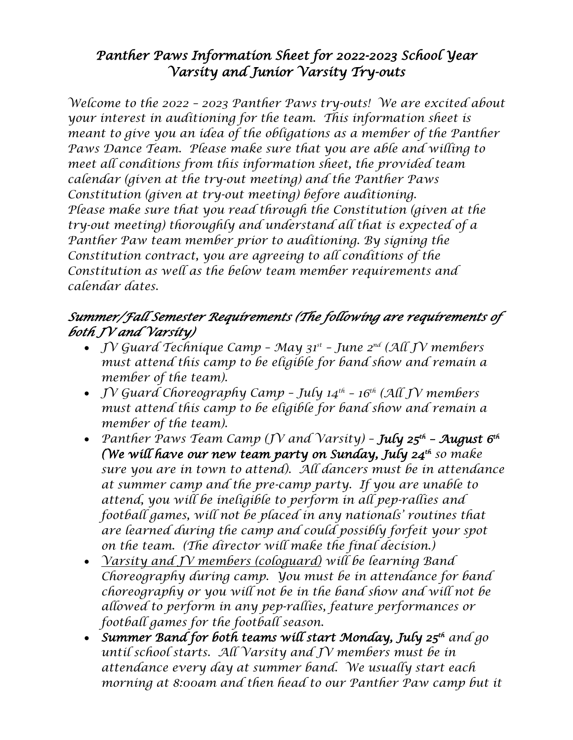# Panther Paws Information Sheet for 2022-2023 School Year
# Varsity and Junior Varsity Try-outs

Welcome to the 2022 – 2023 Panther Paws try-outs! We are excited about your interest in auditioning for the team. This information sheet is meant to give you an idea of the obligations as a member of the Panther Paws Dance Team. Please make sure that you are able and willing to meet all conditions from this information sheet, the provided team calendar (given at the try-out meeting) and the Panther Paws Constitution (given at try-out meeting) before auditioning.
Please make sure that you read through the Constitution (given at the try-out meeting) thoroughly and understand all that is expected of a Panther Paw team member prior to auditioning. By signing the Constitution contract, you are agreeing to all conditions of the Constitution as well as the below team member requirements and calendar dates.

## Summer/Fall Semester Requirements (The following are requirements of both JV and Varsity)

- JV Guard Technique Camp – May 31st – June 2nd (All JV members must attend this camp to be eligible for band show and remain a member of the team).
- JV Guard Choreography Camp – July 14th – 16th (All JV members must attend this camp to be eligible for band show and remain a member of the team).
- Panther Paws Team Camp (JV and Varsity) – **July 25th – August 6th (We will have our new team party on Sunday, July 24th** so make sure you are in town to attend). All dancers must be in attendance at summer camp and the pre-camp party. If you are unable to attend, you will be ineligible to perform in all pep-rallies and football games, will not be placed in any nationals' routines that are learned during the camp and could possibly forfeit your spot on the team. (The director will make the final decision.)
- <u>Varsity and JV members (cologuard)</u> will be learning Band Choreography during camp. You must be in attendance for band choreography or you will not be in the band show and will not be allowed to perform in any pep-rallies, feature performances or football games for the football season.
- **Summer Band for both teams will start Monday, July 25th** and go until school starts. All Varsity and JV members must be in attendance every day at summer band. We usually start each morning at 8:00am and then head to our Panther Paw camp but it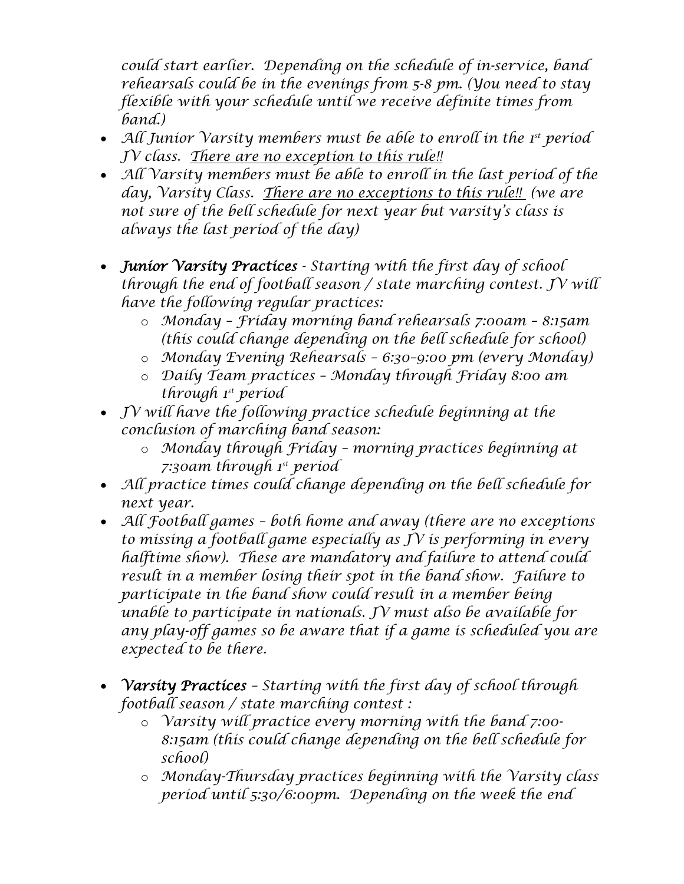*could start earlier. Depending on the schedule of in-service, band rehearsals could be in the evenings from 5-8 pm. (You need to stay flexible with your schedule until we receive definite times from band.)*

- *All Junior Varsity members must be able to enroll in the 1st period JV class. <u>There are no exception to this rule!!</u>*
- *All Varsity members must be able to enroll in the last period of the day, Varsity Class. <u>There are no exceptions to this rule!!</u> (we are not sure of the bell schedule for next year but varsity's class is always the last period of the day)*

- ***Junior Varsity Practices** - Starting with the first day of school through the end of football season / state marching contest. JV will have the following regular practices:*
  - *Monday – Friday morning band rehearsals 7:00am – 8:15am (this could change depending on the bell schedule for school)*
  - *Monday Evening Rehearsals – 6:30–9:00 pm (every Monday)*
  - *Daily Team practices – Monday through Friday 8:00 am through 1st period*
- *JV will have the following practice schedule beginning at the conclusion of marching band season:*
  - *Monday through Friday – morning practices beginning at 7:30am through 1st period*
- *All practice times could change depending on the bell schedule for next year.*
- *All Football games – both home and away (there are no exceptions to missing a football game especially as JV is performing in every halftime show). These are mandatory and failure to attend could result in a member losing their spot in the band show. Failure to participate in the band show could result in a member being unable to participate in nationals. JV must also be available for any play-off games so be aware that if a game is scheduled you are expected to be there.*

- ***Varsity Practices** – Starting with the first day of school through football season / state marching contest :*
  - *Varsity will practice every morning with the band 7:00-8:15am (this could change depending on the bell schedule for school)*
  - *Monday-Thursday practices beginning with the Varsity class period until 5:30/6:00pm. Depending on the week the end*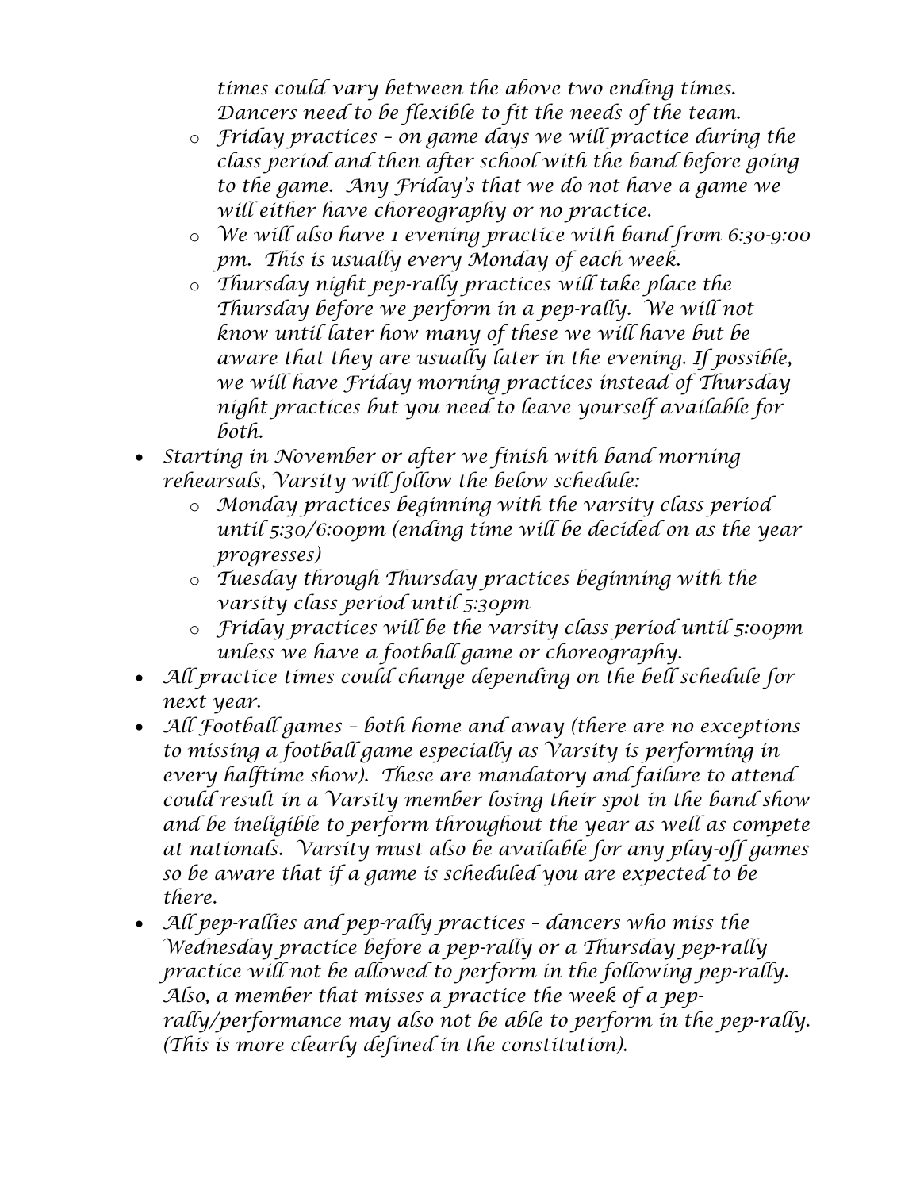times could vary between the above two ending times. Dancers need to be flexible to fit the needs of the team.

    - Friday practices – on game days we will practice during the class period and then after school with the band before going to the game. Any Friday's that we do not have a game we will either have choreography or no practice.
    - We will also have 1 evening practice with band from 6:30-9:00 pm. This is usually every Monday of each week.
    - Thursday night pep-rally practices will take place the Thursday before we perform in a pep-rally. We will not know until later how many of these we will have but be aware that they are usually later in the evening. If possible, we will have Friday morning practices instead of Thursday night practices but you need to leave yourself available for both.
- Starting in November or after we finish with band morning rehearsals, Varsity will follow the below schedule:
    - Monday practices beginning with the varsity class period until 5:30/6:00pm (ending time will be decided on as the year progresses)
    - Tuesday through Thursday practices beginning with the varsity class period until 5:30pm
    - Friday practices will be the varsity class period until 5:00pm unless we have a football game or choreography.
- All practice times could change depending on the bell schedule for next year.
- All Football games – both home and away (there are no exceptions to missing a football game especially as Varsity is performing in every halftime show). These are mandatory and failure to attend could result in a Varsity member losing their spot in the band show and be ineligible to perform throughout the year as well as compete at nationals. Varsity must also be available for any play-off games so be aware that if a game is scheduled you are expected to be there.
- All pep-rallies and pep-rally practices – dancers who miss the Wednesday practice before a pep-rally or a Thursday pep-rally practice will not be allowed to perform in the following pep-rally. Also, a member that misses a practice the week of a pep-rally/performance may also not be able to perform in the pep-rally. (This is more clearly defined in the constitution).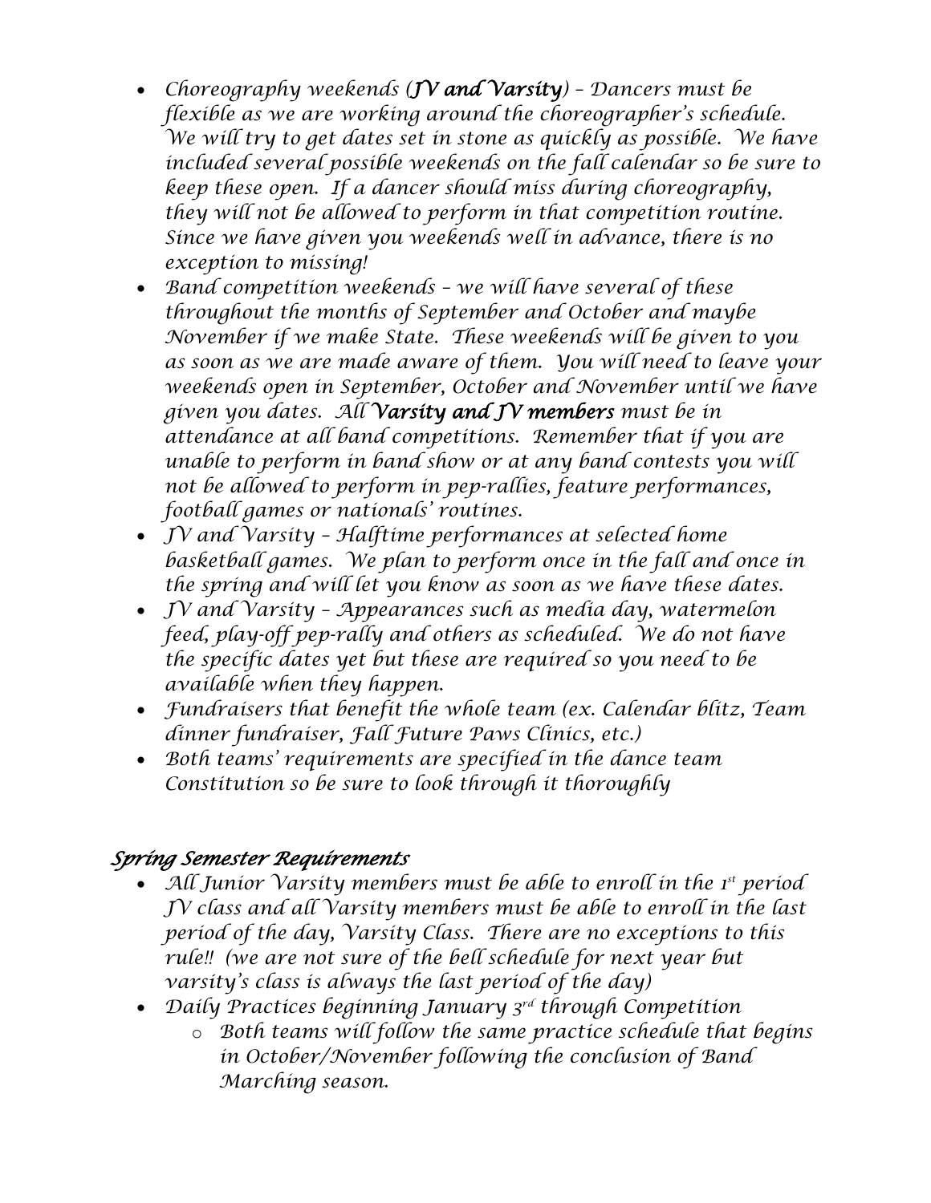- Choreography weekends (***JV and Varsity***) – Dancers must be flexible as we are working around the choreographer's schedule. We will try to get dates set in stone as quickly as possible. We have included several possible weekends on the fall calendar so be sure to keep these open. If a dancer should miss during choreography, they will not be allowed to perform in that competition routine. Since we have given you weekends well in advance, there is no exception to missing!
- Band competition weekends – we will have several of these throughout the months of September and October and maybe November if we make State. These weekends will be given to you as soon as we are made aware of them. You will need to leave your weekends open in September, October and November until we have given you dates. All ***Varsity and JV members*** must be in attendance at all band competitions. Remember that if you are unable to perform in band show or at any band contests you will not be allowed to perform in pep-rallies, feature performances, football games or nationals' routines.
- JV and Varsity – Halftime performances at selected home basketball games. We plan to perform once in the fall and once in the spring and will let you know as soon as we have these dates.
- JV and Varsity – Appearances such as media day, watermelon feed, play-off pep-rally and others as scheduled. We do not have the specific dates yet but these are required so you need to be available when they happen.
- Fundraisers that benefit the whole team (ex. Calendar blitz, Team dinner fundraiser, Fall Future Paws Clinics, etc.)
- Both teams' requirements are specified in the dance team Constitution so be sure to look through it thoroughly

## *Spring Semester Requirements*

- All Junior Varsity members must be able to enroll in the 1st period JV class and all Varsity members must be able to enroll in the last period of the day, Varsity Class. There are no exceptions to this rule!! (we are not sure of the bell schedule for next year but varsity's class is always the last period of the day)
- Daily Practices beginning January 3rd through Competition
  - Both teams will follow the same practice schedule that begins in October/November following the conclusion of Band Marching season.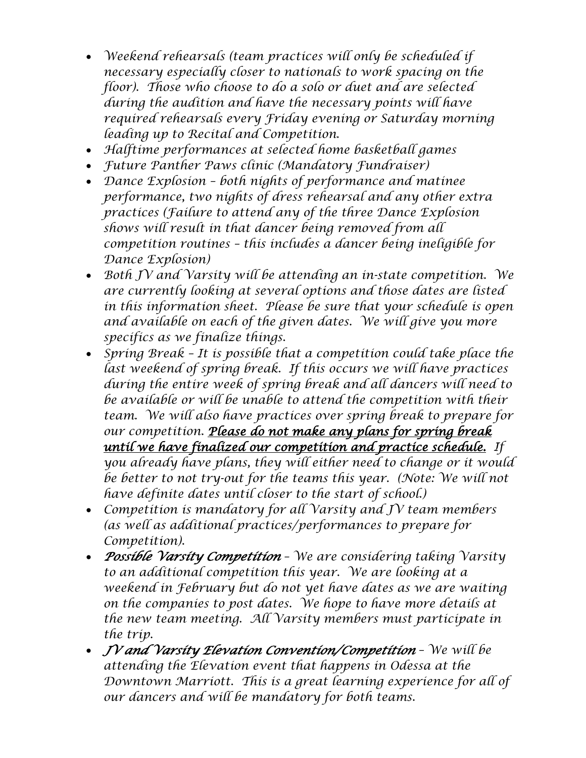- *Weekend rehearsals (team practices will only be scheduled if necessary especially closer to nationals to work spacing on the floor). Those who choose to do a solo or duet and are selected during the audition and have the necessary points will have required rehearsals every Friday evening or Saturday morning leading up to Recital and Competition.*
- *Halftime performances at selected home basketball games*
- *Future Panther Paws clinic (Mandatory Fundraiser)*
- *Dance Explosion – both nights of performance and matinee performance, two nights of dress rehearsal and any other extra practices (Failure to attend any of the three Dance Explosion shows will result in that dancer being removed from all competition routines – this includes a dancer being ineligible for Dance Explosion)*
- *Both JV and Varsity will be attending an in-state competition. We are currently looking at several options and those dates are listed in this information sheet. Please be sure that your schedule is open and available on each of the given dates. We will give you more specifics as we finalize things.*
- *Spring Break – It is possible that a competition could take place the last weekend of spring break. If this occurs we will have practices during the entire week of spring break and all dancers will need to be available or will be unable to attend the competition with their team. We will also have practices over spring break to prepare for our competition.* ***<u>Please do not make any plans for spring break until we have finalized our competition and practice schedule.</u>*** *If you already have plans, they will either need to change or it would be better to not try-out for the teams this year. (Note: We will not have definite dates until closer to the start of school.)*
- *Competition is mandatory for all Varsity and JV team members (as well as additional practices/performances to prepare for Competition).*
- ***Possible Varsity Competition*** *– We are considering taking Varsity to an additional competition this year. We are looking at a weekend in February but do not yet have dates as we are waiting on the companies to post dates. We hope to have more details at the new team meeting. All Varsity members must participate in the trip.*
- ***JV and Varsity Elevation Convention/Competition*** *– We will be attending the Elevation event that happens in Odessa at the Downtown Marriott. This is a great learning experience for all of our dancers and will be mandatory for both teams.*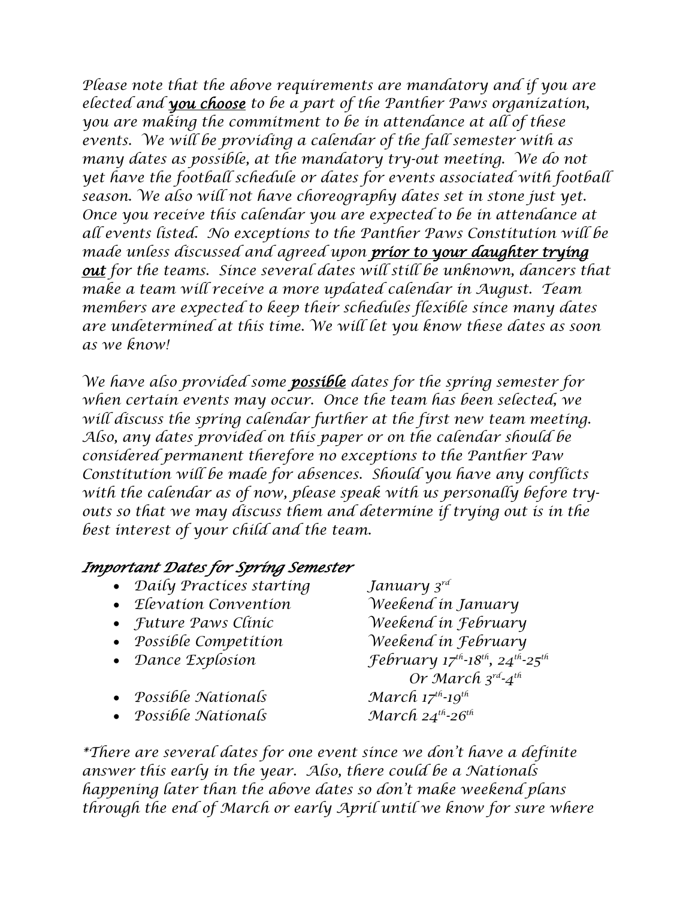*Please note that the above requirements are mandatory and if you are elected and **<u>you choose</u>** to be a part of the Panther Paws organization, you are making the commitment to be in attendance at all of these events. We will be providing a calendar of the fall semester with as many dates as possible, at the mandatory try-out meeting. We do not yet have the football schedule or dates for events associated with football season. We also will not have choreography dates set in stone just yet. Once you receive this calendar you are expected to be in attendance at all events listed. No exceptions to the Panther Paws Constitution will be made unless discussed and agreed upon **<u>prior to your daughter trying out</u>** for the teams. Since several dates will still be unknown, dancers that make a team will receive a more updated calendar in August. Team members are expected to keep their schedules flexible since many dates are undetermined at this time. We will let you know these dates as soon as we know!*

*We have also provided some **<u>possible</u>** dates for the spring semester for when certain events may occur. Once the team has been selected, we will discuss the spring calendar further at the first new team meeting. Also, any dates provided on this paper or on the calendar should be considered permanent therefore no exceptions to the Panther Paw Constitution will be made for absences. Should you have any conflicts with the calendar as of now, please speak with us personally before try-outs so that we may discuss them and determine if trying out is in the best interest of your child and the team.*

### *Important Dates for Spring Semester*

- *Daily Practices starting* — *January 3rd*
- *Elevation Convention* — *Weekend in January*
- *Future Paws Clinic* — *Weekend in February*
- *Possible Competition* — *Weekend in February*
- *Dance Explosion* — *February 17th-18th, 24th-25th Or March 3rd-4th*
- *Possible Nationals* — *March 17th-19th*
- *Possible Nationals* — *March 24th-26th*

*\*There are several dates for one event since we don't have a definite answer this early in the year. Also, there could be a Nationals happening later than the above dates so don't make weekend plans through the end of March or early April until we know for sure where*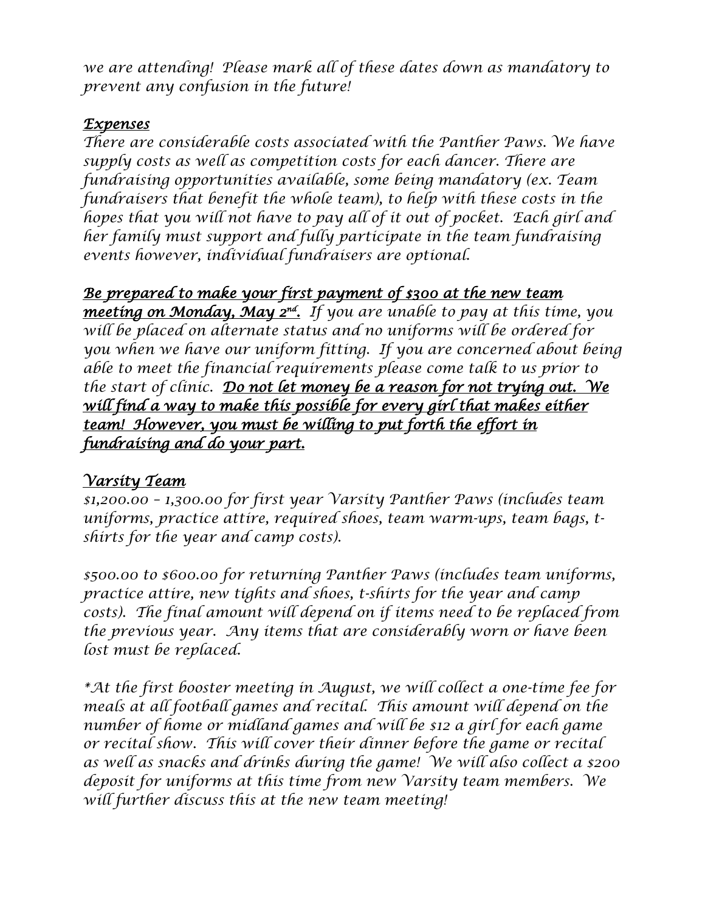*we are attending! Please mark all of these dates down as mandatory to prevent any confusion in the future!*

## *Expenses*

*There are considerable costs associated with the Panther Paws. We have supply costs as well as competition costs for each dancer. There are fundraising opportunities available, some being mandatory (ex. Team fundraisers that benefit the whole team), to help with these costs in the hopes that you will not have to pay all of it out of pocket. Each girl and her family must support and fully participate in the team fundraising events however, individual fundraisers are optional.*

***Be prepared to make your first payment of $300 at the new team meeting on Monday, May 2nd.*** *If you are unable to pay at this time, you will be placed on alternate status and no uniforms will be ordered for you when we have our uniform fitting. If you are concerned about being able to meet the financial requirements please come talk to us prior to the start of clinic.* ***Do not let money be a reason for not trying out. We will find a way to make this possible for every girl that makes either team! However, you must be willing to put forth the effort in fundraising and do your part.***

## *Varsity Team*

*$1,200.00 – 1,300.00 for first year Varsity Panther Paws (includes team uniforms, practice attire, required shoes, team warm-ups, team bags, t-shirts for the year and camp costs).*

*$500.00 to $600.00 for returning Panther Paws (includes team uniforms, practice attire, new tights and shoes, t-shirts for the year and camp costs). The final amount will depend on if items need to be replaced from the previous year. Any items that are considerably worn or have been lost must be replaced.*

*\*At the first booster meeting in August, we will collect a one-time fee for meals at all football games and recital. This amount will depend on the number of home or midland games and will be $12 a girl for each game or recital show. This will cover their dinner before the game or recital as well as snacks and drinks during the game! We will also collect a $200 deposit for uniforms at this time from new Varsity team members. We will further discuss this at the new team meeting!*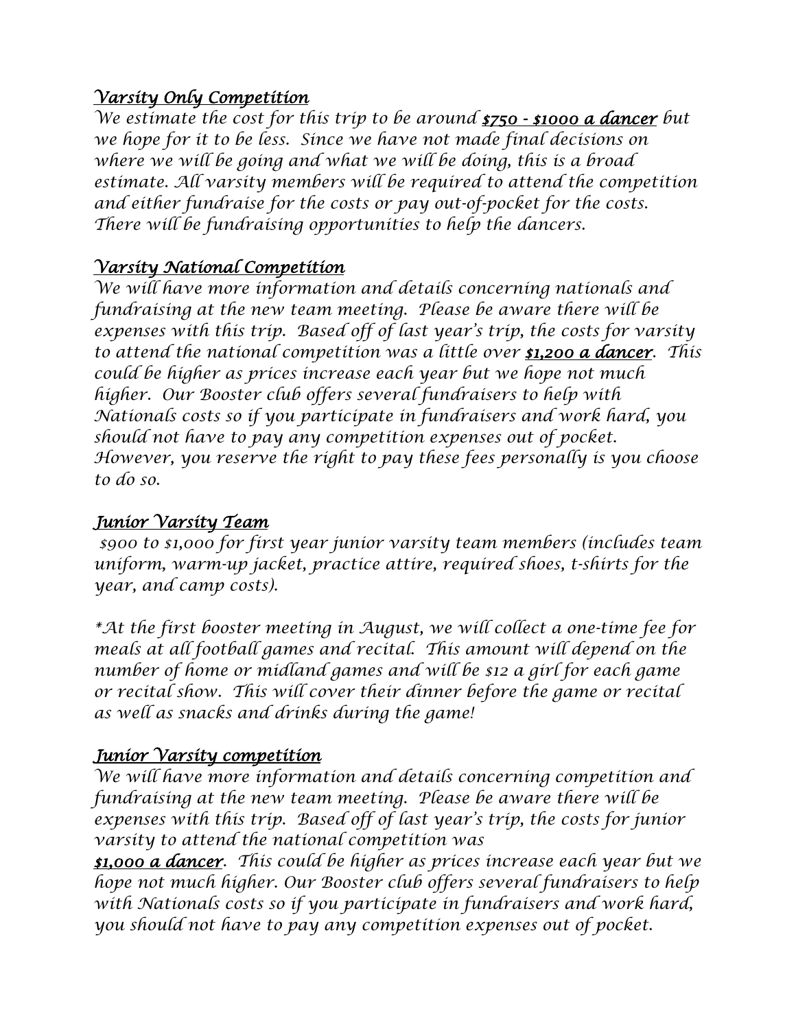## *Varsity Only Competition*

*We estimate the cost for this trip to be around **$750 - $1000 a dancer** but we hope for it to be less. Since we have not made final decisions on where we will be going and what we will be doing, this is a broad estimate. All varsity members will be required to attend the competition and either fundraise for the costs or pay out-of-pocket for the costs. There will be fundraising opportunities to help the dancers.*

## *Varsity National Competition*

*We will have more information and details concerning nationals and fundraising at the new team meeting. Please be aware there will be expenses with this trip. Based off of last year's trip, the costs for varsity to attend the national competition was a little over **$1,200 a dancer**. This could be higher as prices increase each year but we hope not much higher. Our Booster club offers several fundraisers to help with Nationals costs so if you participate in fundraisers and work hard, you should not have to pay any competition expenses out of pocket. However, you reserve the right to pay these fees personally is you choose to do so.*

## *Junior Varsity Team*

*$900 to $1,000 for first year junior varsity team members (includes team uniform, warm-up jacket, practice attire, required shoes, t-shirts for the year, and camp costs).*

**At the first booster meeting in August, we will collect a one-time fee for meals at all football games and recital. This amount will depend on the number of home or midland games and will be $12 a girl for each game or recital show. This will cover their dinner before the game or recital as well as snacks and drinks during the game!*

## *Junior Varsity competition*

*We will have more information and details concerning competition and fundraising at the new team meeting. Please be aware there will be expenses with this trip. Based off of last year's trip, the costs for junior varsity to attend the national competition was **$1,000 a dancer**. This could be higher as prices increase each year but we hope not much higher. Our Booster club offers several fundraisers to help with Nationals costs so if you participate in fundraisers and work hard, you should not have to pay any competition expenses out of pocket.*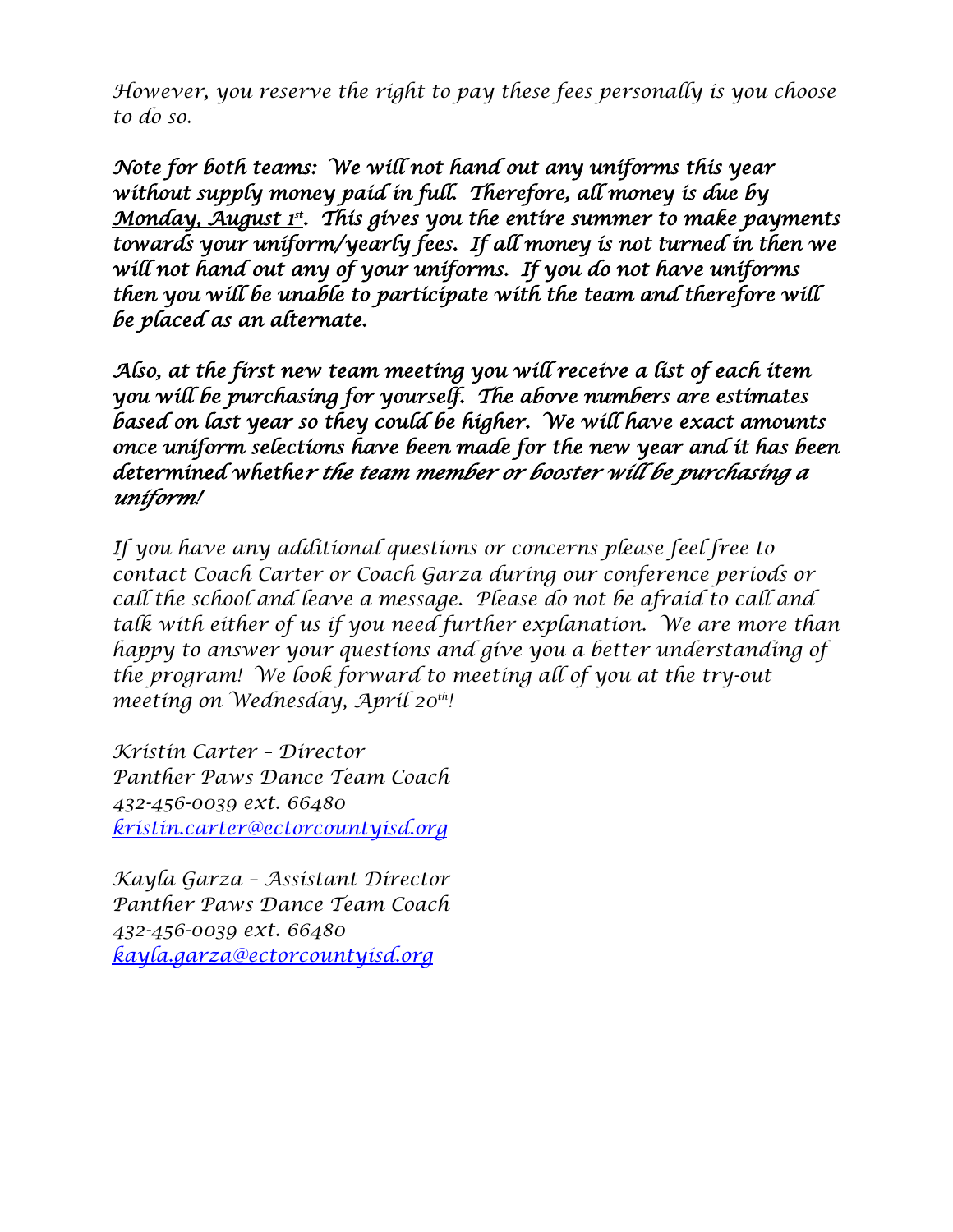*However, you reserve the right to pay these fees personally is you choose to do so.*

***Note for both teams: We will not hand out any uniforms this year without supply money paid in full. Therefore, all money is due by Monday, August 1st. This gives you the entire summer to make payments towards your uniform/yearly fees. If all money is not turned in then we will not hand out any of your uniforms. If you do not have uniforms then you will be unable to participate with the team and therefore will be placed as an alternate.***

***Also, at the first new team meeting you will receive a list of each item you will be purchasing for yourself. The above numbers are estimates based on last year so they could be higher. We will have exact amounts once uniform selections have been made for the new year and it has been determined whether the team member or booster will be purchasing a uniform!***

*If you have any additional questions or concerns please feel free to contact Coach Carter or Coach Garza during our conference periods or call the school and leave a message. Please do not be afraid to call and talk with either of us if you need further explanation. We are more than happy to answer your questions and give you a better understanding of the program! We look forward to meeting all of you at the try-out meeting on Wednesday, April 20th!*

*Kristin Carter – Director*
*Panther Paws Dance Team Coach*
*432-456-0039 ext. 66480*
*kristin.carter@ectorcountyisd.org*

*Kayla Garza – Assistant Director*
*Panther Paws Dance Team Coach*
*432-456-0039 ext. 66480*
*kayla.garza@ectorcountyisd.org*